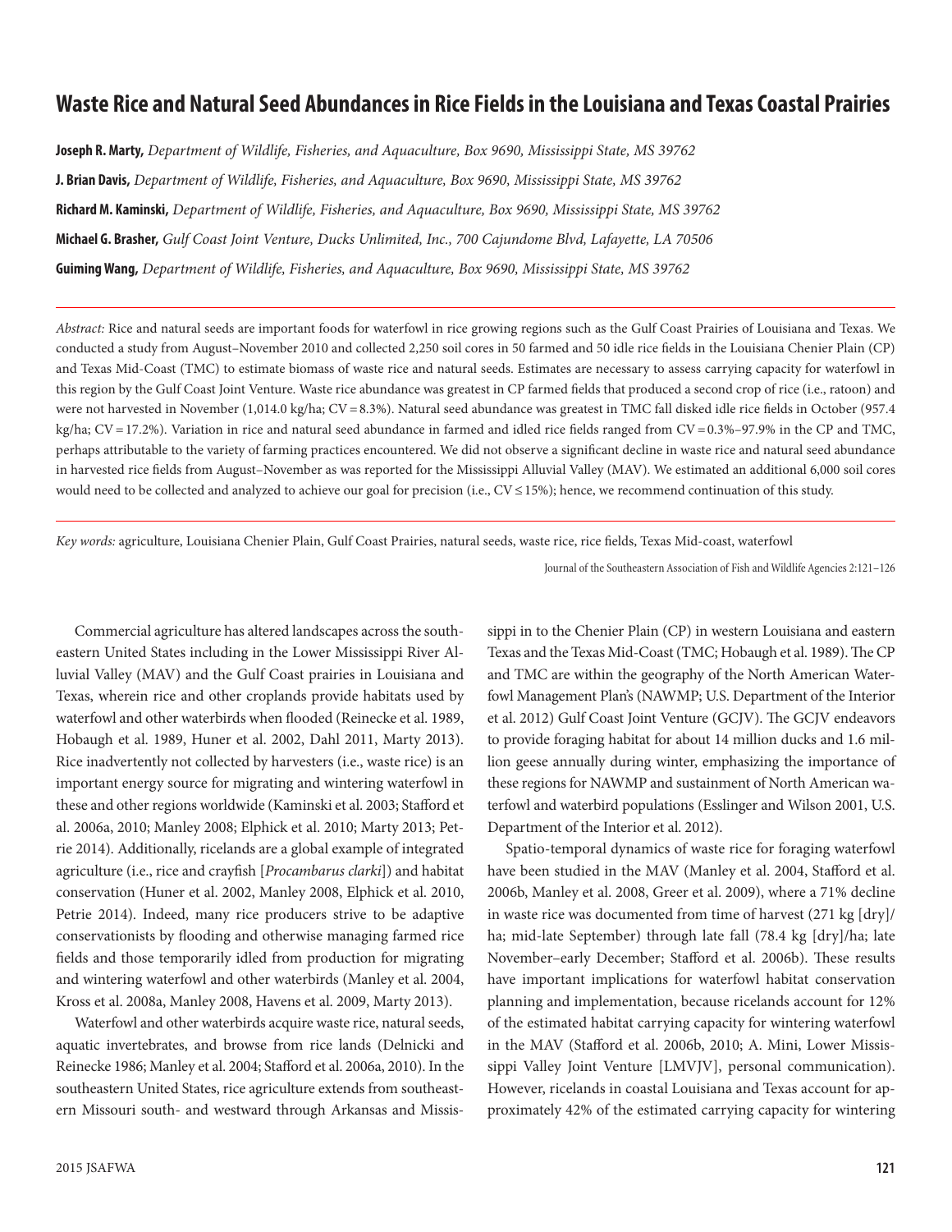# Waste Rice and Natural Seed Abundances in Rice Fields in the Louisiana and Texas Coastal Prairies

**Joseph R. Marty,** *Department of Wildlife, Fisheries, and Aquaculture, Box 9690, Mississippi State, MS 39762*

**J. Brian Davis,** *Department of Wildlife, Fisheries, and Aquaculture, Box 9690, Mississippi State, MS 39762*

**Richard M. Kaminski,** *Department of Wildlife, Fisheries, and Aquaculture, Box 9690, Mississippi State, MS 39762*

**Michael G. Brasher,** *Gulf Coast Joint Venture, Ducks Unlimited, Inc., 700 Cajundome Blvd, Lafayette, LA 70506*

**Guiming Wang,** *Department of Wildlife, Fisheries, and Aquaculture, Box 9690, Mississippi State, MS 39762*

*Abstract:* Rice and natural seeds are important foods for waterfowl in rice growing regions such as the Gulf Coast Prairies of Louisiana and Texas. We conducted a study from August–November 2010 and collected 2,250 soil cores in 50 farmed and 50 idle rice fields in the Louisiana Chenier Plain (CP) and Texas Mid-Coast (TMC) to estimate biomass of waste rice and natural seeds. Estimates are necessary to assess carrying capacity for waterfowl in this region by the Gulf Coast Joint Venture. Waste rice abundance was greatest in CP farmed fields that produced a second crop of rice (i.e., ratoon) and were not harvested in November (1,014.0 kg/ha; CV = 8.3%). Natural seed abundance was greatest in TMC fall disked idle rice fields in October (957.4 kg/ha; CV = 17.2%). Variation in rice and natural seed abundance in farmed and idled rice fields ranged from CV = 0.3%–97.9% in the CP and TMC, perhaps attributable to the variety of farming practices encountered. We did not observe a significant decline in waste rice and natural seed abundance in harvested rice fields from August–November as was reported for the Mississippi Alluvial Valley (MAV). We estimated an additional 6,000 soil cores would need to be collected and analyzed to achieve our goal for precision (i.e., CV ≤ 15%); hence, we recommend continuation of this study.

*Key words:* agriculture, Louisiana Chenier Plain, Gulf Coast Prairies, natural seeds, waste rice, rice fields, Texas Mid-coast, waterfowl

Commercial agriculture has altered landscapes across the southeastern United States including in the Lower Mississippi River Alluvial Valley (MAV) and the Gulf Coast prairies in Louisiana and Texas, wherein rice and other croplands provide habitats used by waterfowl and other waterbirds when flooded (Reinecke et al. 1989, Hobaugh et al. 1989, Huner et al. 2002, Dahl 2011, Marty 2013). Rice inadvertently not collected by harvesters (i.e., waste rice) is an important energy source for migrating and wintering waterfowl in these and other regions worldwide (Kaminski et al. 2003; Stafford et al. 2006a, 2010; Manley 2008; Elphick et al. 2010; Marty 2013; Petrie 2014). Additionally, ricelands are a global example of integrated agriculture (i.e., rice and crayfish [*Procambarus clarki*]) and habitat conservation (Huner et al. 2002, Manley 2008, Elphick et al. 2010, Petrie 2014). Indeed, many rice producers strive to be adaptive conservationists by flooding and otherwise managing farmed rice fields and those temporarily idled from production for migrating and wintering waterfowl and other waterbirds (Manley et al. 2004, Kross et al. 2008a, Manley 2008, Havens et al. 2009, Marty 2013).

Waterfowl and other waterbirds acquire waste rice, natural seeds, aquatic invertebrates, and browse from rice lands (Delnicki and Reinecke 1986; Manley et al. 2004; Stafford et al. 2006a, 2010). In the southeastern United States, rice agriculture extends from southeastern Missouri south- and westward through Arkansas and Mississippi in to the Chenier Plain (CP) in western Louisiana and eastern Texas and the Texas Mid-Coast (TMC; Hobaugh et al. 1989). The CP and TMC are within the geography of the North American Waterfowl Management Plan's (NAWMP; U.S. Department of the Interior et al. 2012) Gulf Coast Joint Venture (GCJV). The GCJV endeavors to provide foraging habitat for about 14 million ducks and 1.6 million geese annually during winter, emphasizing the importance of these regions for NAWMP and sustainment of North American waterfowl and waterbird populations (Esslinger and Wilson 2001, U.S. Department of the Interior et al. 2012).

Spatio-temporal dynamics of waste rice for foraging waterfowl have been studied in the MAV (Manley et al. 2004, Stafford et al. 2006b, Manley et al. 2008, Greer et al. 2009), where a 71% decline in waste rice was documented from time of harvest (271 kg [dry]/ha; mid-late September) through late fall (78.4 kg [dry]/ha; late November–early December; Stafford et al. 2006b). These results have important implications for waterfowl habitat conservation planning and implementation, because ricelands account for 12% of the estimated habitat carrying capacity for wintering waterfowl in the MAV (Stafford et al. 2006b, 2010; A. Mini, Lower Mississippi Valley Joint Venture [LMVJV], personal communication). However, ricelands in coastal Louisiana and Texas account for approximately 42% of the estimated carrying capacity for wintering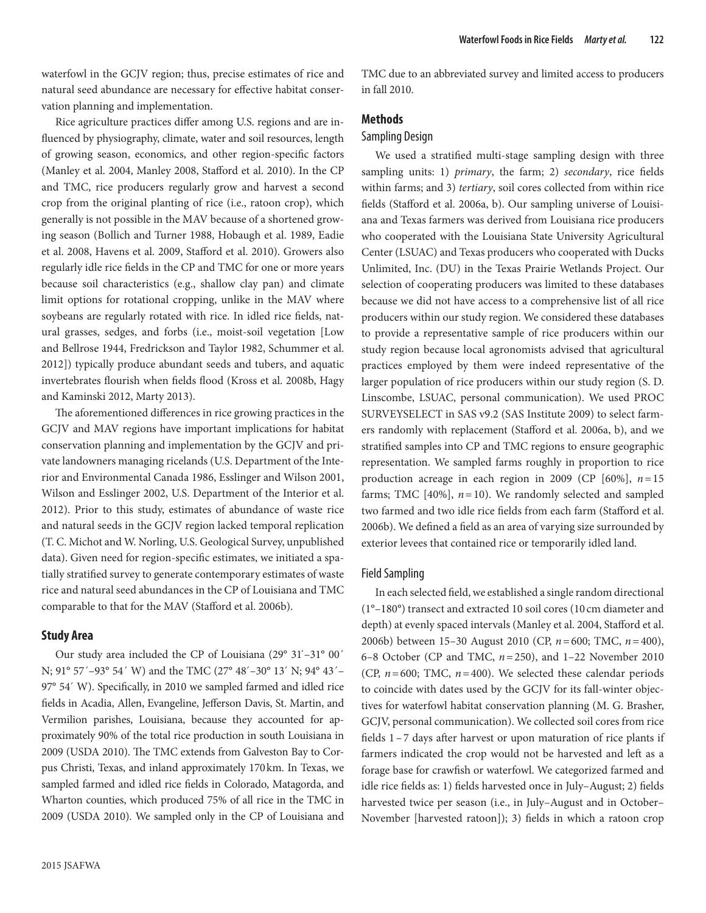waterfowl in the GCJV region; thus, precise estimates of rice and natural seed abundance are necessary for effective habitat conservation planning and implementation.

Rice agriculture practices differ among U.S. regions and are influenced by physiography, climate, water and soil resources, length of growing season, economics, and other region-specific factors (Manley et al. 2004, Manley 2008, Stafford et al. 2010). In the CP and TMC, rice producers regularly grow and harvest a second crop from the original planting of rice (i.e., ratoon crop), which generally is not possible in the MAV because of a shortened growing season (Bollich and Turner 1988, Hobaugh et al. 1989, Eadie et al. 2008, Havens et al. 2009, Stafford et al. 2010). Growers also regularly idle rice fields in the CP and TMC for one or more years because soil characteristics (e.g., shallow clay pan) and climate limit options for rotational cropping, unlike in the MAV where soybeans are regularly rotated with rice. In idled rice fields, natural grasses, sedges, and forbs (i.e., moist-soil vegetation [Low and Bellrose 1944, Fredrickson and Taylor 1982, Schummer et al. 2012]) typically produce abundant seeds and tubers, and aquatic invertebrates flourish when fields flood (Kross et al. 2008b, Hagy and Kaminski 2012, Marty 2013).

The aforementioned differences in rice growing practices in the GCJV and MAV regions have important implications for habitat conservation planning and implementation by the GCJV and private landowners managing ricelands (U.S. Department of the Interior and Environmental Canada 1986, Esslinger and Wilson 2001, Wilson and Esslinger 2002, U.S. Department of the Interior et al. 2012). Prior to this study, estimates of abundance of waste rice and natural seeds in the GCJV region lacked temporal replication (T. C. Michot and W. Norling, U.S. Geological Survey, unpublished data). Given need for region-specific estimates, we initiated a spatially stratified survey to generate contemporary estimates of waste rice and natural seed abundances in the CP of Louisiana and TMC comparable to that for the MAV (Stafford et al. 2006b).

## Study Area

Our study area included the CP of Louisiana (29° 31′–31° 00′ N; 91° 57′–93° 54′ W) and the TMC (27° 48′–30° 13′ N; 94° 43′–97° 54′ W). Specifically, in 2010 we sampled farmed and idled rice fields in Acadia, Allen, Evangeline, Jefferson Davis, St. Martin, and Vermilion parishes, Louisiana, because they accounted for approximately 90% of the total rice production in south Louisiana in 2009 (USDA 2010). The TMC extends from Galveston Bay to Corpus Christi, Texas, and inland approximately 170 km. In Texas, we sampled farmed and idled rice fields in Colorado, Matagorda, and Wharton counties, which produced 75% of all rice in the TMC in 2009 (USDA 2010). We sampled only in the CP of Louisiana and TMC due to an abbreviated survey and limited access to producers in fall 2010.

## Methods

### Sampling Design

We used a stratified multi-stage sampling design with three sampling units: 1) *primary*, the farm; 2) *secondary*, rice fields within farms; and 3) *tertiary*, soil cores collected from within rice fields (Stafford et al. 2006a, b). Our sampling universe of Louisiana and Texas farmers was derived from Louisiana rice producers who cooperated with the Louisiana State University Agricultural Center (LSUAC) and Texas producers who cooperated with Ducks Unlimited, Inc. (DU) in the Texas Prairie Wetlands Project. Our selection of cooperating producers was limited to these databases because we did not have access to a comprehensive list of all rice producers within our study region. We considered these databases to provide a representative sample of rice producers within our study region because local agronomists advised that agricultural practices employed by them were indeed representative of the larger population of rice producers within our study region (S. D. Linscombe, LSUAC, personal communication). We used PROC SURVEYSELECT in SAS v9.2 (SAS Institute 2009) to select farmers randomly with replacement (Stafford et al. 2006a, b), and we stratified samples into CP and TMC regions to ensure geographic representation. We sampled farms roughly in proportion to rice production acreage in each region in 2009 (CP [60%], $n = 15$ farms; TMC [40%], $n = 10$). We randomly selected and sampled two farmed and two idle rice fields from each farm (Stafford et al. 2006b). We defined a field as an area of varying size surrounded by exterior levees that contained rice or temporarily idled land.

### Field Sampling

In each selected field, we established a single random directional (1°–180°) transect and extracted 10 soil cores (10 cm diameter and depth) at evenly spaced intervals (Manley et al. 2004, Stafford et al. 2006b) between 15–30 August 2010 (CP, $n = 600$; TMC, $n = 400$), 6–8 October (CP and TMC, $n = 250$), and 1–22 November 2010 (CP, $n = 600$; TMC, $n = 400$). We selected these calendar periods to coincide with dates used by the GCJV for its fall-winter objectives for waterfowl habitat conservation planning (M. G. Brasher, GCJV, personal communication). We collected soil cores from rice fields 1–7 days after harvest or upon maturation of rice plants if farmers indicated the crop would not be harvested and left as a forage base for crawfish or waterfowl. We categorized farmed and idle rice fields as: 1) fields harvested once in July–August; 2) fields harvested twice per season (i.e., in July–August and in October–November [harvested ratoon]); 3) fields in which a ratoon crop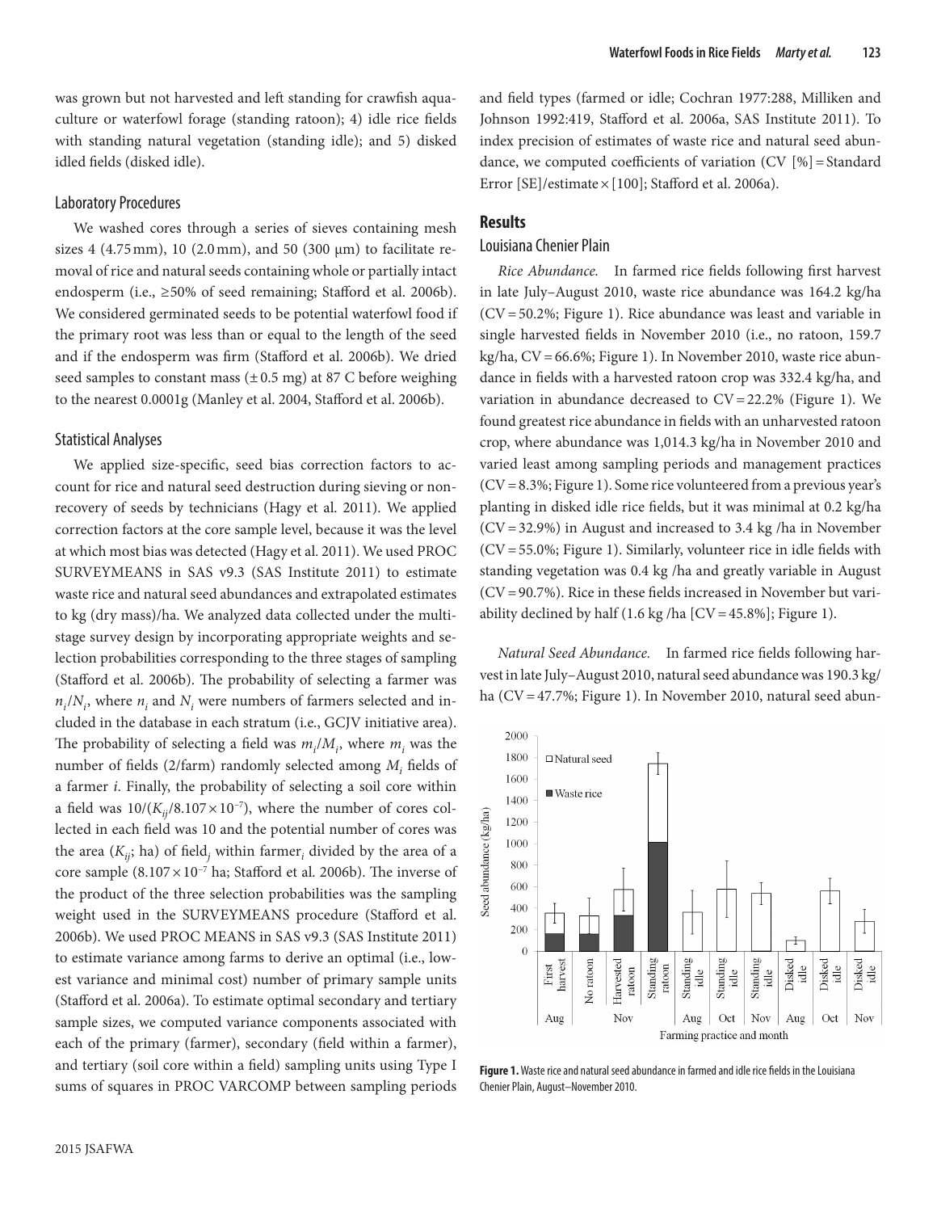was grown but not harvested and left standing for crawfish aquaculture or waterfowl forage (standing ratoon); 4) idle rice fields with standing natural vegetation (standing idle); and 5) disked idled fields (disked idle).

### Laboratory Procedures

We washed cores through a series of sieves containing mesh sizes 4 (4.75 mm), 10 (2.0 mm), and 50 (300 μm) to facilitate removal of rice and natural seeds containing whole or partially intact endosperm (i.e., ≥50% of seed remaining; Stafford et al. 2006b). We considered germinated seeds to be potential waterfowl food if the primary root was less than or equal to the length of the seed and if the endosperm was firm (Stafford et al. 2006b). We dried seed samples to constant mass (± 0.5 mg) at 87 C before weighing to the nearest 0.0001g (Manley et al. 2004, Stafford et al. 2006b).

### Statistical Analyses

We applied size-specific, seed bias correction factors to account for rice and natural seed destruction during sieving or nonrecovery of seeds by technicians (Hagy et al. 2011). We applied correction factors at the core sample level, because it was the level at which most bias was detected (Hagy et al. 2011). We used PROC SURVEYMEANS in SAS v9.3 (SAS Institute 2011) to estimate waste rice and natural seed abundances and extrapolated estimates to kg (dry mass)/ha. We analyzed data collected under the multistage survey design by incorporating appropriate weights and selection probabilities corresponding to the three stages of sampling (Stafford et al. 2006b). The probability of selecting a farmer was $n_i/N_i$, where $n_i$ and $N_i$ were numbers of farmers selected and included in the database in each stratum (i.e., GCJV initiative area). The probability of selecting a field was $m_i/M_i$, where $m_i$ was the number of fields (2/farm) randomly selected among $M_i$ fields of a farmer $i$. Finally, the probability of selecting a soil core within a field was $10/(K_{ij}/8.107 \times 10^{-7})$, where the number of cores collected in each field was 10 and the potential number of cores was the area ($K_{ij}$; ha) of field$_j$ within farmer$_i$ divided by the area of a core sample ($8.107 \times 10^{-7}$ ha; Stafford et al. 2006b). The inverse of the product of the three selection probabilities was the sampling weight used in the SURVEYMEANS procedure (Stafford et al. 2006b). We used PROC MEANS in SAS v9.3 (SAS Institute 2011) to estimate variance among farms to derive an optimal (i.e., lowest variance and minimal cost) number of primary sample units (Stafford et al. 2006a). To estimate optimal secondary and tertiary sample sizes, we computed variance components associated with each of the primary (farmer), secondary (field within a farmer), and tertiary (soil core within a field) sampling units using Type I sums of squares in PROC VARCOMP between sampling periods and field types (farmed or idle; Cochran 1977:288, Milliken and Johnson 1992:419, Stafford et al. 2006a, SAS Institute 2011). To index precision of estimates of waste rice and natural seed abundance, we computed coefficients of variation (CV [%] = Standard Error [SE]/estimate × [100]; Stafford et al. 2006a).

## Results

### Louisiana Chenier Plain

*Rice Abundance.* In farmed rice fields following first harvest in late July–August 2010, waste rice abundance was 164.2 kg/ha (CV = 50.2%; Figure 1). Rice abundance was least and variable in single harvested fields in November 2010 (i.e., no ratoon, 159.7 kg/ha, CV = 66.6%; Figure 1). In November 2010, waste rice abundance in fields with a harvested ratoon crop was 332.4 kg/ha, and variation in abundance decreased to CV = 22.2% (Figure 1). We found greatest rice abundance in fields with an unharvested ratoon crop, where abundance was 1,014.3 kg/ha in November 2010 and varied least among sampling periods and management practices (CV = 8.3%; Figure 1). Some rice volunteered from a previous year's planting in disked idle rice fields, but it was minimal at 0.2 kg/ha (CV = 32.9%) in August and increased to 3.4 kg /ha in November (CV = 55.0%; Figure 1). Similarly, volunteer rice in idle fields with standing vegetation was 0.4 kg /ha and greatly variable in August (CV = 90.7%). Rice in these fields increased in November but variability declined by half (1.6 kg /ha [CV = 45.8%]; Figure 1).

*Natural Seed Abundance.* In farmed rice fields following harvest in late July–August 2010, natural seed abundance was 190.3 kg/ha (CV = 47.7%; Figure 1). In November 2010, natural seed abun-

**Figure 1.** Waste rice and natural seed abundance in farmed and idle rice fields in the Louisiana Chenier Plain, August–November 2010.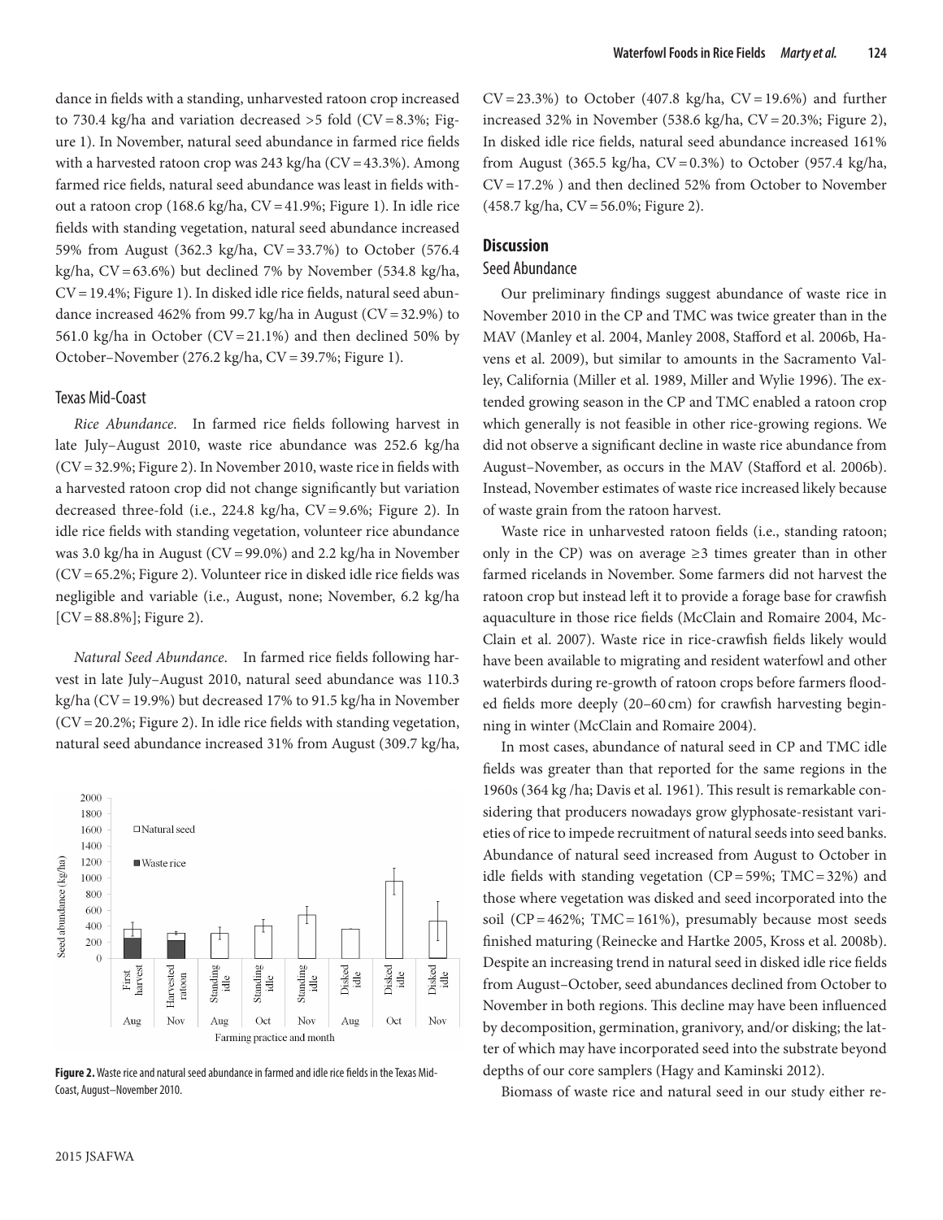dance in fields with a standing, unharvested ratoon crop increased to 730.4 kg/ha and variation decreased >5 fold (CV = 8.3%; Figure 1). In November, natural seed abundance in farmed rice fields with a harvested ratoon crop was 243 kg/ha (CV = 43.3%). Among farmed rice fields, natural seed abundance was least in fields without a ratoon crop (168.6 kg/ha, CV = 41.9%; Figure 1). In idle rice fields with standing vegetation, natural seed abundance increased 59% from August (362.3 kg/ha, CV = 33.7%) to October (576.4 kg/ha, CV = 63.6%) but declined 7% by November (534.8 kg/ha, CV = 19.4%; Figure 1). In disked idle rice fields, natural seed abundance increased 462% from 99.7 kg/ha in August (CV = 32.9%) to 561.0 kg/ha in October (CV = 21.1%) and then declined 50% by October–November (276.2 kg/ha, CV = 39.7%; Figure 1).

### Texas Mid-Coast

*Rice Abundance.* In farmed rice fields following harvest in late July–August 2010, waste rice abundance was 252.6 kg/ha (CV = 32.9%; Figure 2). In November 2010, waste rice in fields with a harvested ratoon crop did not change significantly but variation decreased three-fold (i.e., 224.8 kg/ha, CV = 9.6%; Figure 2). In idle rice fields with standing vegetation, volunteer rice abundance was 3.0 kg/ha in August (CV = 99.0%) and 2.2 kg/ha in November (CV = 65.2%; Figure 2). Volunteer rice in disked idle rice fields was negligible and variable (i.e., August, none; November, 6.2 kg/ha [CV = 88.8%]; Figure 2).

*Natural Seed Abundance.* In farmed rice fields following harvest in late July–August 2010, natural seed abundance was 110.3 kg/ha (CV = 19.9%) but decreased 17% to 91.5 kg/ha in November (CV = 20.2%; Figure 2). In idle rice fields with standing vegetation, natural seed abundance increased 31% from August (309.7 kg/ha, CV = 23.3%) to October (407.8 kg/ha, CV = 19.6%) and further increased 32% in November (538.6 kg/ha, CV = 20.3%; Figure 2), In disked idle rice fields, natural seed abundance increased 161% from August (365.5 kg/ha, CV = 0.3%) to October (957.4 kg/ha, CV = 17.2% ) and then declined 52% from October to November (458.7 kg/ha, CV = 56.0%; Figure 2).

**Figure 2.** Waste rice and natural seed abundance in farmed and idle rice fields in the Texas Mid-Coast, August–November 2010.

## Discussion

### Seed Abundance

Our preliminary findings suggest abundance of waste rice in November 2010 in the CP and TMC was twice greater than in the MAV (Manley et al. 2004, Manley 2008, Stafford et al. 2006b, Havens et al. 2009), but similar to amounts in the Sacramento Valley, California (Miller et al. 1989, Miller and Wylie 1996). The extended growing season in the CP and TMC enabled a ratoon crop which generally is not feasible in other rice-growing regions. We did not observe a significant decline in waste rice abundance from August–November, as occurs in the MAV (Stafford et al. 2006b). Instead, November estimates of waste rice increased likely because of waste grain from the ratoon harvest.

Waste rice in unharvested ratoon fields (i.e., standing ratoon; only in the CP) was on average ≥3 times greater than in other farmed ricelands in November. Some farmers did not harvest the ratoon crop but instead left it to provide a forage base for crawfish aquaculture in those rice fields (McClain and Romaire 2004, McClain et al. 2007). Waste rice in rice-crawfish fields likely would have been available to migrating and resident waterfowl and other waterbirds during re-growth of ratoon crops before farmers flooded fields more deeply (20–60 cm) for crawfish harvesting beginning in winter (McClain and Romaire 2004).

In most cases, abundance of natural seed in CP and TMC idle fields was greater than that reported for the same regions in the 1960s (364 kg /ha; Davis et al. 1961). This result is remarkable considering that producers nowadays grow glyphosate-resistant varieties of rice to impede recruitment of natural seeds into seed banks. Abundance of natural seed increased from August to October in idle fields with standing vegetation (CP = 59%; TMC = 32%) and those where vegetation was disked and seed incorporated into the soil (CP = 462%; TMC = 161%), presumably because most seeds finished maturing (Reinecke and Hartke 2005, Kross et al. 2008b). Despite an increasing trend in natural seed in disked idle rice fields from August–October, seed abundances declined from October to November in both regions. This decline may have been influenced by decomposition, germination, granivory, and/or disking; the latter of which may have incorporated seed into the substrate beyond depths of our core samplers (Hagy and Kaminski 2012).

Biomass of waste rice and natural seed in our study either re-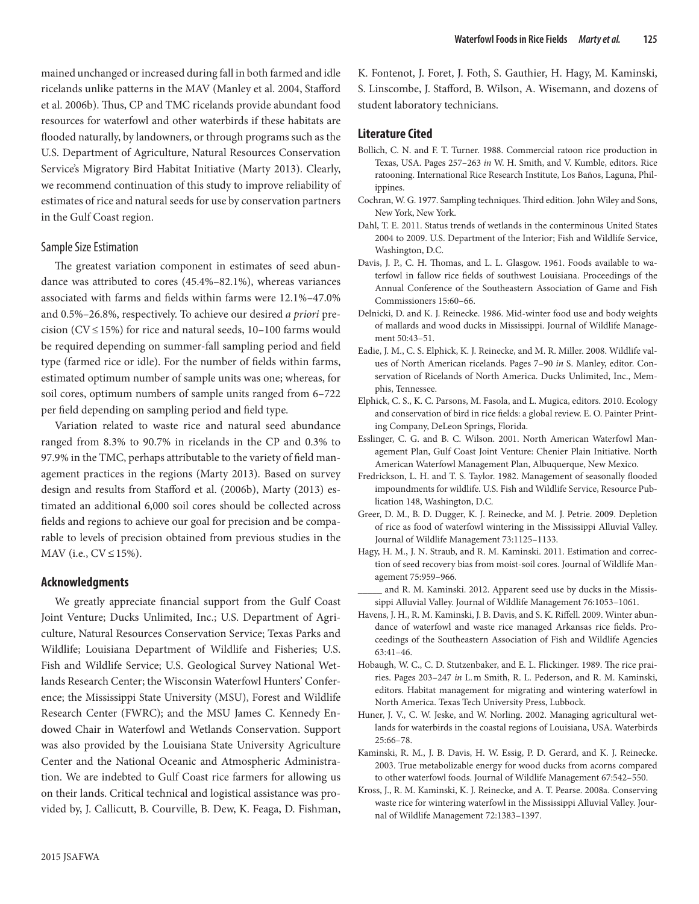mained unchanged or increased during fall in both farmed and idle ricelands unlike patterns in the MAV (Manley et al. 2004, Stafford et al. 2006b). Thus, CP and TMC ricelands provide abundant food resources for waterfowl and other waterbirds if these habitats are flooded naturally, by landowners, or through programs such as the U.S. Department of Agriculture, Natural Resources Conservation Service's Migratory Bird Habitat Initiative (Marty 2013). Clearly, we recommend continuation of this study to improve reliability of estimates of rice and natural seeds for use by conservation partners in the Gulf Coast region.

### Sample Size Estimation

The greatest variation component in estimates of seed abundance was attributed to cores (45.4%–82.1%), whereas variances associated with farms and fields within farms were 12.1%–47.0% and 0.5%–26.8%, respectively. To achieve our desired *a priori* precision (CV ≤ 15%) for rice and natural seeds, 10–100 farms would be required depending on summer-fall sampling period and field type (farmed rice or idle). For the number of fields within farms, estimated optimum number of sample units was one; whereas, for soil cores, optimum numbers of sample units ranged from 6–722 per field depending on sampling period and field type.

Variation related to waste rice and natural seed abundance ranged from 8.3% to 90.7% in ricelands in the CP and 0.3% to 97.9% in the TMC, perhaps attributable to the variety of field management practices in the regions (Marty 2013). Based on survey design and results from Stafford et al. (2006b), Marty (2013) estimated an additional 6,000 soil cores should be collected across fields and regions to achieve our goal for precision and be comparable to levels of precision obtained from previous studies in the MAV (i.e., CV ≤ 15%).

## Acknowledgments

We greatly appreciate financial support from the Gulf Coast Joint Venture; Ducks Unlimited, Inc.; U.S. Department of Agriculture, Natural Resources Conservation Service; Texas Parks and Wildlife; Louisiana Department of Wildlife and Fisheries; U.S. Fish and Wildlife Service; U.S. Geological Survey National Wetlands Research Center; the Wisconsin Waterfowl Hunters' Conference; the Mississippi State University (MSU), Forest and Wildlife Research Center (FWRC); and the MSU James C. Kennedy Endowed Chair in Waterfowl and Wetlands Conservation. Support was also provided by the Louisiana State University Agriculture Center and the National Oceanic and Atmospheric Administration. We are indebted to Gulf Coast rice farmers for allowing us on their lands. Critical technical and logistical assistance was provided by, J. Callicutt, B. Courville, B. Dew, K. Feaga, D. Fishman, K. Fontenot, J. Foret, J. Foth, S. Gauthier, H. Hagy, M. Kaminski, S. Linscombe, J. Stafford, B. Wilson, A. Wisemann, and dozens of student laboratory technicians.

## Literature Cited

Bollich, C. N. and F. T. Turner. 1988. Commercial ratoon rice production in Texas, USA. Pages 257–263 *in* W. H. Smith, and V. Kumble, editors. Rice ratooning. International Rice Research Institute, Los Baños, Laguna, Philippines.

Cochran, W. G. 1977. Sampling techniques. Third edition. John Wiley and Sons, New York, New York.

Dahl, T. E. 2011. Status trends of wetlands in the conterminous United States 2004 to 2009. U.S. Department of the Interior; Fish and Wildlife Service, Washington, D.C.

Davis, J. P., C. H. Thomas, and L. L. Glasgow. 1961. Foods available to waterfowl in fallow rice fields of southwest Louisiana. Proceedings of the Annual Conference of the Southeastern Association of Game and Fish Commissioners 15:60–66.

Delnicki, D. and K. J. Reinecke. 1986. Mid-winter food use and body weights of mallards and wood ducks in Mississippi. Journal of Wildlife Management 50:43–51.

Eadie, J. M., C. S. Elphick, K. J. Reinecke, and M. R. Miller. 2008. Wildlife values of North American ricelands. Pages 7–90 *in* S. Manley, editor. Conservation of Ricelands of North America. Ducks Unlimited, Inc., Memphis, Tennessee.

Elphick, C. S., K. C. Parsons, M. Fasola, and L. Mugica, editors. 2010. Ecology and conservation of bird in rice fields: a global review. E. O. Painter Printing Company, DeLeon Springs, Florida.

Esslinger, C. G. and B. C. Wilson. 2001. North American Waterfowl Management Plan, Gulf Coast Joint Venture: Chenier Plain Initiative. North American Waterfowl Management Plan, Albuquerque, New Mexico.

Fredrickson, L. H. and T. S. Taylor. 1982. Management of seasonally flooded impoundments for wildlife. U.S. Fish and Wildlife Service, Resource Publication 148, Washington, D.C.

Greer, D. M., B. D. Dugger, K. J. Reinecke, and M. J. Petrie. 2009. Depletion of rice as food of waterfowl wintering in the Mississippi Alluvial Valley. Journal of Wildlife Management 73:1125–1133.

Hagy, H. M., J. N. Straub, and R. M. Kaminski. 2011. Estimation and correction of seed recovery bias from moist-soil cores. Journal of Wildlife Management 75:959–966.

_____ and R. M. Kaminski. 2012. Apparent seed use by ducks in the Mississippi Alluvial Valley. Journal of Wildlife Management 76:1053–1061.

Havens, J. H., R. M. Kaminski, J. B. Davis, and S. K. Riffell. 2009. Winter abundance of waterfowl and waste rice managed Arkansas rice fields. Proceedings of the Southeastern Association of Fish and Wildlife Agencies 63:41–46.

Hobaugh, W. C., C. D. Stutzenbaker, and E. L. Flickinger. 1989. The rice prairies. Pages 203–247 *in* L. m Smith, R. L. Pederson, and R. M. Kaminski, editors. Habitat management for migrating and wintering waterfowl in North America. Texas Tech University Press, Lubbock.

Huner, J. V., C. W. Jeske, and W. Norling. 2002. Managing agricultural wetlands for waterbirds in the coastal regions of Louisiana, USA. Waterbirds 25:66–78.

Kaminski, R. M., J. B. Davis, H. W. Essig, P. D. Gerard, and K. J. Reinecke. 2003. True metabolizable energy for wood ducks from acorns compared to other waterfowl foods. Journal of Wildlife Management 67:542–550.

Kross, J., R. M. Kaminski, K. J. Reinecke, and A. T. Pearse. 2008a. Conserving waste rice for wintering waterfowl in the Mississippi Alluvial Valley. Journal of Wildlife Management 72:1383–1397.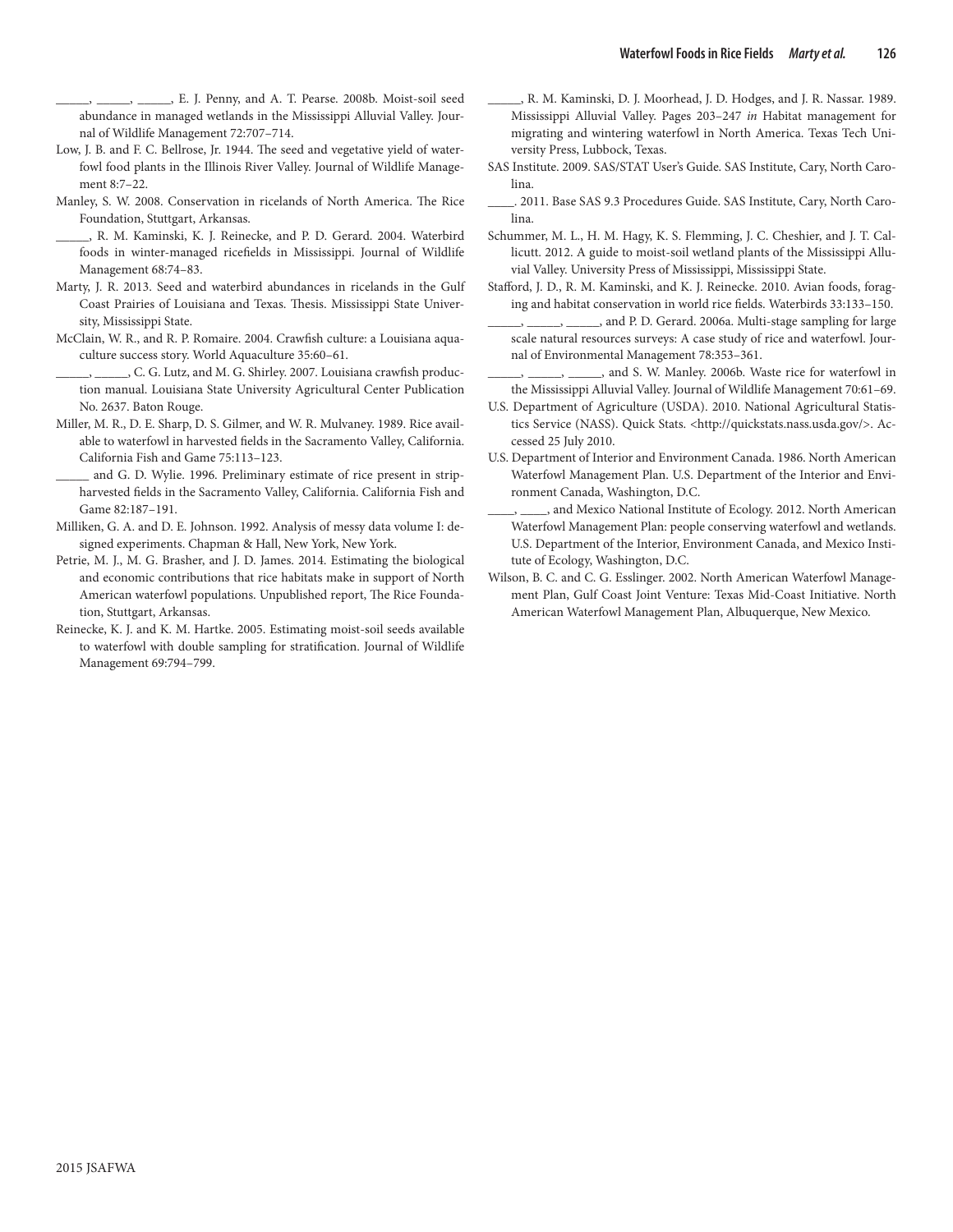_____, _____, _____, E. J. Penny, and A. T. Pearse. 2008b. Moist-soil seed abundance in managed wetlands in the Mississippi Alluvial Valley. Journal of Wildlife Management 72:707–714.

Low, J. B. and F. C. Bellrose, Jr. 1944. The seed and vegetative yield of waterfowl food plants in the Illinois River Valley. Journal of Wildlife Management 8:7–22.

Manley, S. W. 2008. Conservation in ricelands of North America. The Rice Foundation, Stuttgart, Arkansas.

_____, R. M. Kaminski, K. J. Reinecke, and P. D. Gerard. 2004. Waterbird foods in winter-managed ricefields in Mississippi. Journal of Wildlife Management 68:74–83.

Marty, J. R. 2013. Seed and waterbird abundances in ricelands in the Gulf Coast Prairies of Louisiana and Texas. Thesis. Mississippi State University, Mississippi State.

McClain, W. R., and R. P. Romaire. 2004. Crawfish culture: a Louisiana aquaculture success story. World Aquaculture 35:60–61.

_____, _____, C. G. Lutz, and M. G. Shirley. 2007. Louisiana crawfish production manual. Louisiana State University Agricultural Center Publication No. 2637. Baton Rouge.

Miller, M. R., D. E. Sharp, D. S. Gilmer, and W. R. Mulvaney. 1989. Rice available to waterfowl in harvested fields in the Sacramento Valley, California. California Fish and Game 75:113–123.

_____ and G. D. Wylie. 1996. Preliminary estimate of rice present in strip-harvested fields in the Sacramento Valley, California. California Fish and Game 82:187–191.

Milliken, G. A. and D. E. Johnson. 1992. Analysis of messy data volume I: designed experiments. Chapman & Hall, New York, New York.

Petrie, M. J., M. G. Brasher, and J. D. James. 2014. Estimating the biological and economic contributions that rice habitats make in support of North American waterfowl populations. Unpublished report, The Rice Foundation, Stuttgart, Arkansas.

Reinecke, K. J. and K. M. Hartke. 2005. Estimating moist-soil seeds available to waterfowl with double sampling for stratification. Journal of Wildlife Management 69:794–799.

_____, R. M. Kaminski, D. J. Moorhead, J. D. Hodges, and J. R. Nassar. 1989. Mississippi Alluvial Valley. Pages 203–247 *in* Habitat management for migrating and wintering waterfowl in North America. Texas Tech University Press, Lubbock, Texas.

SAS Institute. 2009. SAS/STAT User's Guide. SAS Institute, Cary, North Carolina.

____. 2011. Base SAS 9.3 Procedures Guide. SAS Institute, Cary, North Carolina.

Schummer, M. L., H. M. Hagy, K. S. Flemming, J. C. Cheshier, and J. T. Callicutt. 2012. A guide to moist-soil wetland plants of the Mississippi Alluvial Valley. University Press of Mississippi, Mississippi State.

Stafford, J. D., R. M. Kaminski, and K. J. Reinecke. 2010. Avian foods, foraging and habitat conservation in world rice fields. Waterbirds 33:133–150.

_____, _____, _____, and P. D. Gerard. 2006a. Multi-stage sampling for large scale natural resources surveys: A case study of rice and waterfowl. Journal of Environmental Management 78:353–361.

_____, _____, _____, and S. W. Manley. 2006b. Waste rice for waterfowl in the Mississippi Alluvial Valley. Journal of Wildlife Management 70:61–69.

U.S. Department of Agriculture (USDA). 2010. National Agricultural Statistics Service (NASS). Quick Stats. <http://quickstats.nass.usda.gov/>. Accessed 25 July 2010.

U.S. Department of Interior and Environment Canada. 1986. North American Waterfowl Management Plan. U.S. Department of the Interior and Environment Canada, Washington, D.C.

____, ____, and Mexico National Institute of Ecology. 2012. North American Waterfowl Management Plan: people conserving waterfowl and wetlands. U.S. Department of the Interior, Environment Canada, and Mexico Institute of Ecology, Washington, D.C.

Wilson, B. C. and C. G. Esslinger. 2002. North American Waterfowl Management Plan, Gulf Coast Joint Venture: Texas Mid-Coast Initiative. North American Waterfowl Management Plan, Albuquerque, New Mexico.